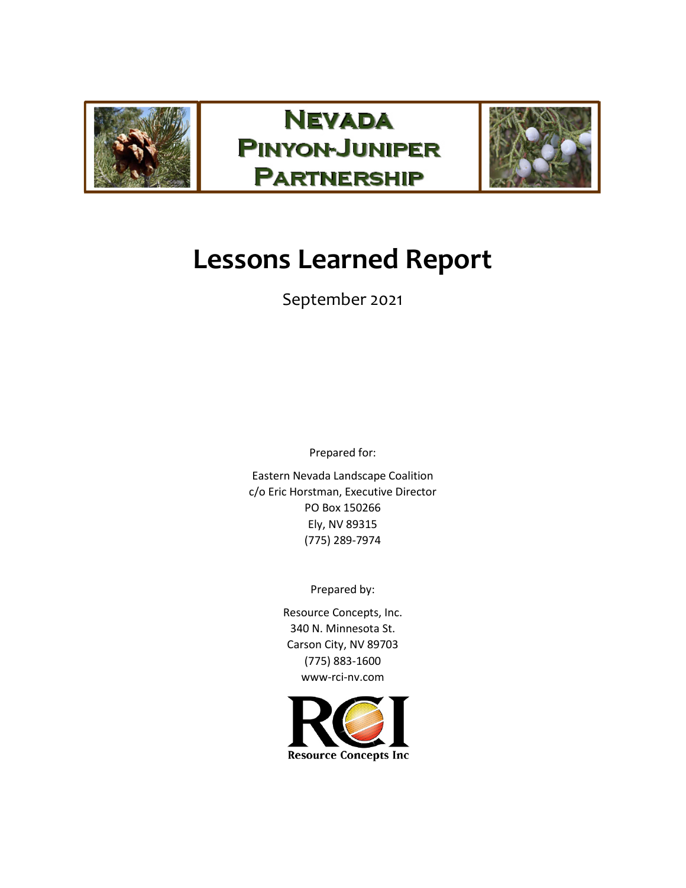# Nevada Pinyon-Juniper Partnership

# Lessons Learned Report

September 2021

Prepared for:

Eastern Nevada Landscape Coalition
c/o Eric Horstman, Executive Director
PO Box 150266
Ely, NV 89315
(775) 289-7974

Prepared by:

Resource Concepts, Inc.
340 N. Minnesota St.
Carson City, NV 89703
(775) 883-1600
www-rci-nv.com

Resource Concepts Inc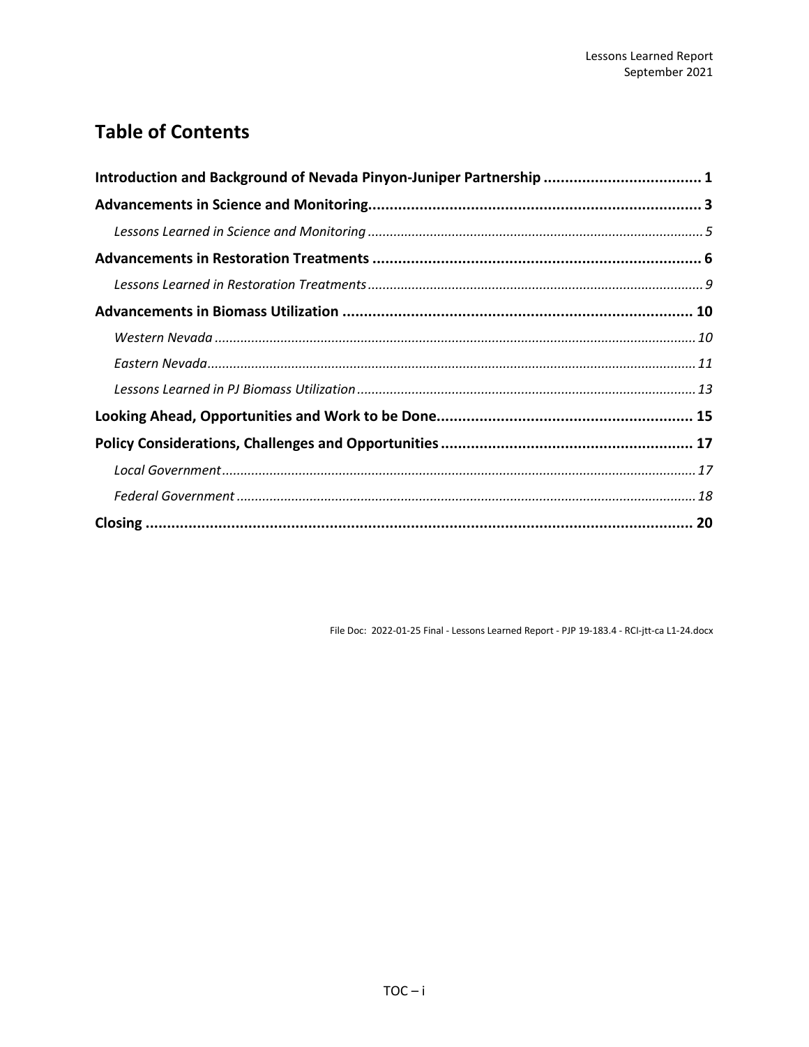# Table of Contents

**Introduction and Background of Nevada Pinyon-Juniper Partnership** .................................... **1**

**Advancements in Science and Monitoring** .................................... **3**

*Lessons Learned in Science and Monitoring* .................................... *5*

**Advancements in Restoration Treatments** .................................... **6**

*Lessons Learned in Restoration Treatments* .................................... *9*

**Advancements in Biomass Utilization** .................................... **10**

*Western Nevada* .................................... *10*

*Eastern Nevada* .................................... *11*

*Lessons Learned in PJ Biomass Utilization* .................................... *13*

**Looking Ahead, Opportunities and Work to be Done** .................................... **15**

**Policy Considerations, Challenges and Opportunities** .................................... **17**

*Local Government* .................................... *17*

*Federal Government* .................................... *18*

**Closing** .................................... **20**

File Doc: 2022-01-25 Final - Lessons Learned Report - PJP 19-183.4 - RCI-jtt-ca L1-24.docx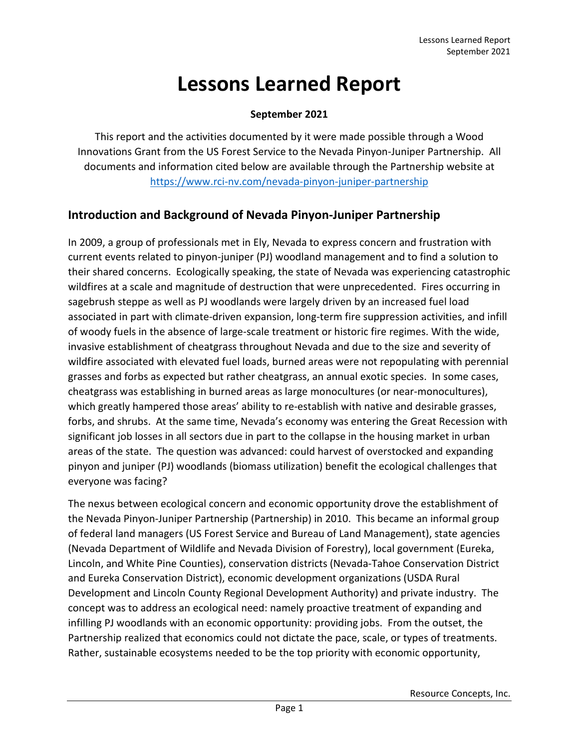# Lessons Learned Report

**September 2021**

This report and the activities documented by it were made possible through a Wood Innovations Grant from the US Forest Service to the Nevada Pinyon-Juniper Partnership. All documents and information cited below are available through the Partnership website at [https://www.rci-nv.com/nevada-pinyon-juniper-partnership](https://www.rci-nv.com/nevada-pinyon-juniper-partnership)

## Introduction and Background of Nevada Pinyon-Juniper Partnership

In 2009, a group of professionals met in Ely, Nevada to express concern and frustration with current events related to pinyon-juniper (PJ) woodland management and to find a solution to their shared concerns. Ecologically speaking, the state of Nevada was experiencing catastrophic wildfires at a scale and magnitude of destruction that were unprecedented. Fires occurring in sagebrush steppe as well as PJ woodlands were largely driven by an increased fuel load associated in part with climate-driven expansion, long-term fire suppression activities, and infill of woody fuels in the absence of large-scale treatment or historic fire regimes. With the wide, invasive establishment of cheatgrass throughout Nevada and due to the size and severity of wildfire associated with elevated fuel loads, burned areas were not repopulating with perennial grasses and forbs as expected but rather cheatgrass, an annual exotic species. In some cases, cheatgrass was establishing in burned areas as large monocultures (or near-monocultures), which greatly hampered those areas' ability to re-establish with native and desirable grasses, forbs, and shrubs. At the same time, Nevada's economy was entering the Great Recession with significant job losses in all sectors due in part to the collapse in the housing market in urban areas of the state. The question was advanced: could harvest of overstocked and expanding pinyon and juniper (PJ) woodlands (biomass utilization) benefit the ecological challenges that everyone was facing?

The nexus between ecological concern and economic opportunity drove the establishment of the Nevada Pinyon-Juniper Partnership (Partnership) in 2010. This became an informal group of federal land managers (US Forest Service and Bureau of Land Management), state agencies (Nevada Department of Wildlife and Nevada Division of Forestry), local government (Eureka, Lincoln, and White Pine Counties), conservation districts (Nevada-Tahoe Conservation District and Eureka Conservation District), economic development organizations (USDA Rural Development and Lincoln County Regional Development Authority) and private industry. The concept was to address an ecological need: namely proactive treatment of expanding and infilling PJ woodlands with an economic opportunity: providing jobs. From the outset, the Partnership realized that economics could not dictate the pace, scale, or types of treatments. Rather, sustainable ecosystems needed to be the top priority with economic opportunity,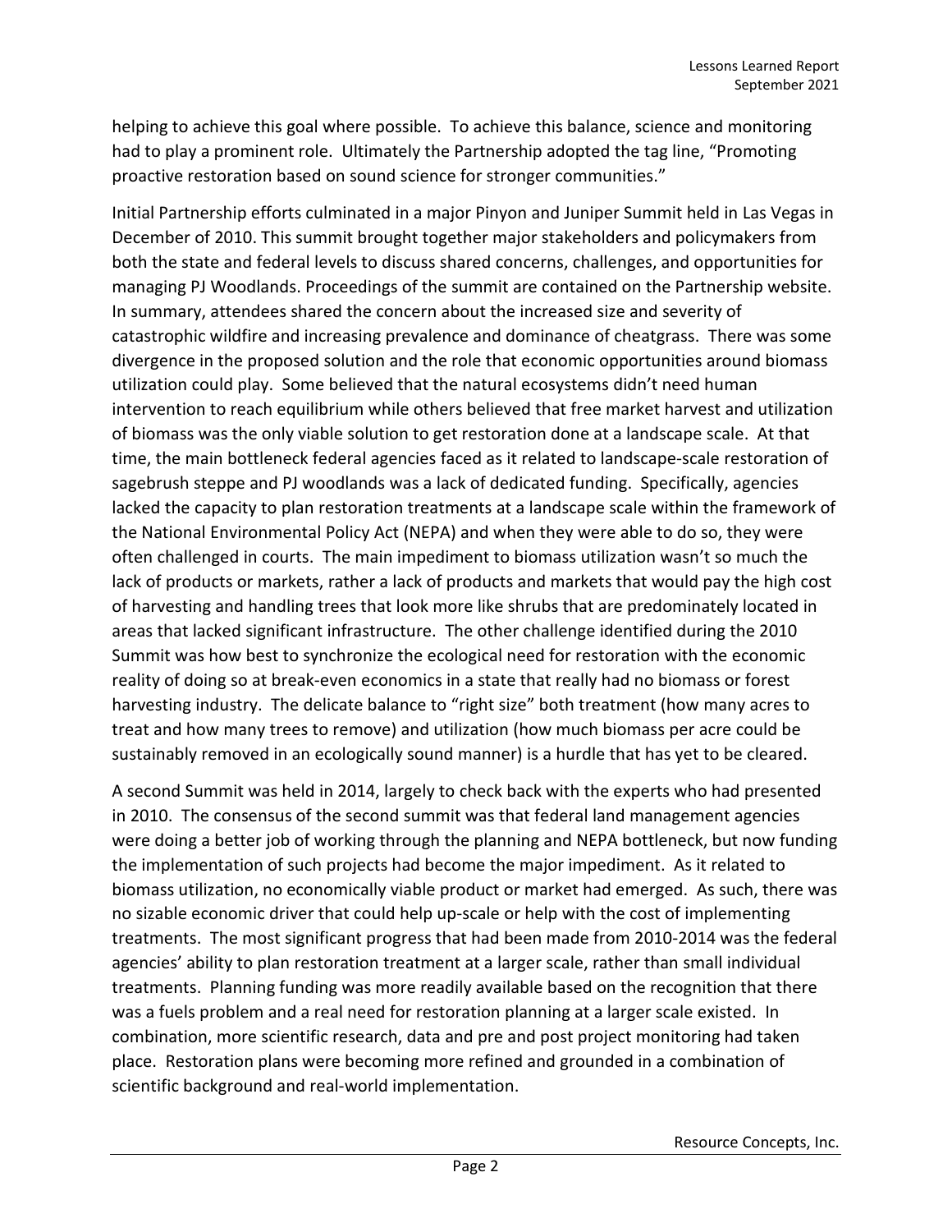helping to achieve this goal where possible. To achieve this balance, science and monitoring had to play a prominent role. Ultimately the Partnership adopted the tag line, "Promoting proactive restoration based on sound science for stronger communities."

Initial Partnership efforts culminated in a major Pinyon and Juniper Summit held in Las Vegas in December of 2010. This summit brought together major stakeholders and policymakers from both the state and federal levels to discuss shared concerns, challenges, and opportunities for managing PJ Woodlands. Proceedings of the summit are contained on the Partnership website. In summary, attendees shared the concern about the increased size and severity of catastrophic wildfire and increasing prevalence and dominance of cheatgrass. There was some divergence in the proposed solution and the role that economic opportunities around biomass utilization could play. Some believed that the natural ecosystems didn't need human intervention to reach equilibrium while others believed that free market harvest and utilization of biomass was the only viable solution to get restoration done at a landscape scale. At that time, the main bottleneck federal agencies faced as it related to landscape-scale restoration of sagebrush steppe and PJ woodlands was a lack of dedicated funding. Specifically, agencies lacked the capacity to plan restoration treatments at a landscape scale within the framework of the National Environmental Policy Act (NEPA) and when they were able to do so, they were often challenged in courts. The main impediment to biomass utilization wasn't so much the lack of products or markets, rather a lack of products and markets that would pay the high cost of harvesting and handling trees that look more like shrubs that are predominately located in areas that lacked significant infrastructure. The other challenge identified during the 2010 Summit was how best to synchronize the ecological need for restoration with the economic reality of doing so at break-even economics in a state that really had no biomass or forest harvesting industry. The delicate balance to "right size" both treatment (how many acres to treat and how many trees to remove) and utilization (how much biomass per acre could be sustainably removed in an ecologically sound manner) is a hurdle that has yet to be cleared.

A second Summit was held in 2014, largely to check back with the experts who had presented in 2010. The consensus of the second summit was that federal land management agencies were doing a better job of working through the planning and NEPA bottleneck, but now funding the implementation of such projects had become the major impediment. As it related to biomass utilization, no economically viable product or market had emerged. As such, there was no sizable economic driver that could help up-scale or help with the cost of implementing treatments. The most significant progress that had been made from 2010-2014 was the federal agencies' ability to plan restoration treatment at a larger scale, rather than small individual treatments. Planning funding was more readily available based on the recognition that there was a fuels problem and a real need for restoration planning at a larger scale existed. In combination, more scientific research, data and pre and post project monitoring had taken place. Restoration plans were becoming more refined and grounded in a combination of scientific background and real-world implementation.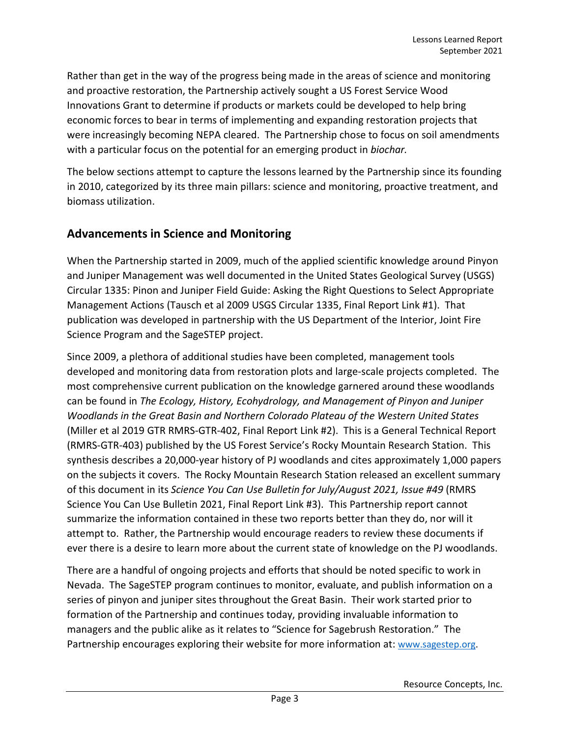Rather than get in the way of the progress being made in the areas of science and monitoring and proactive restoration, the Partnership actively sought a US Forest Service Wood Innovations Grant to determine if products or markets could be developed to help bring economic forces to bear in terms of implementing and expanding restoration projects that were increasingly becoming NEPA cleared. The Partnership chose to focus on soil amendments with a particular focus on the potential for an emerging product in *biochar.*

The below sections attempt to capture the lessons learned by the Partnership since its founding in 2010, categorized by its three main pillars: science and monitoring, proactive treatment, and biomass utilization.

## Advancements in Science and Monitoring

When the Partnership started in 2009, much of the applied scientific knowledge around Pinyon and Juniper Management was well documented in the United States Geological Survey (USGS) Circular 1335: Pinon and Juniper Field Guide: Asking the Right Questions to Select Appropriate Management Actions (Tausch et al 2009 USGS Circular 1335, Final Report Link #1). That publication was developed in partnership with the US Department of the Interior, Joint Fire Science Program and the SageSTEP project.

Since 2009, a plethora of additional studies have been completed, management tools developed and monitoring data from restoration plots and large-scale projects completed. The most comprehensive current publication on the knowledge garnered around these woodlands can be found in *The Ecology, History, Ecohydrology, and Management of Pinyon and Juniper Woodlands in the Great Basin and Northern Colorado Plateau of the Western United States* (Miller et al 2019 GTR RMRS-GTR-402, Final Report Link #2). This is a General Technical Report (RMRS-GTR-403) published by the US Forest Service's Rocky Mountain Research Station. This synthesis describes a 20,000-year history of PJ woodlands and cites approximately 1,000 papers on the subjects it covers. The Rocky Mountain Research Station released an excellent summary of this document in its *Science You Can Use Bulletin for July/August 2021, Issue #49* (RMRS Science You Can Use Bulletin 2021, Final Report Link #3). This Partnership report cannot summarize the information contained in these two reports better than they do, nor will it attempt to. Rather, the Partnership would encourage readers to review these documents if ever there is a desire to learn more about the current state of knowledge on the PJ woodlands.

There are a handful of ongoing projects and efforts that should be noted specific to work in Nevada. The SageSTEP program continues to monitor, evaluate, and publish information on a series of pinyon and juniper sites throughout the Great Basin. Their work started prior to formation of the Partnership and continues today, providing invaluable information to managers and the public alike as it relates to "Science for Sagebrush Restoration." The Partnership encourages exploring their website for more information at: www.sagestep.org.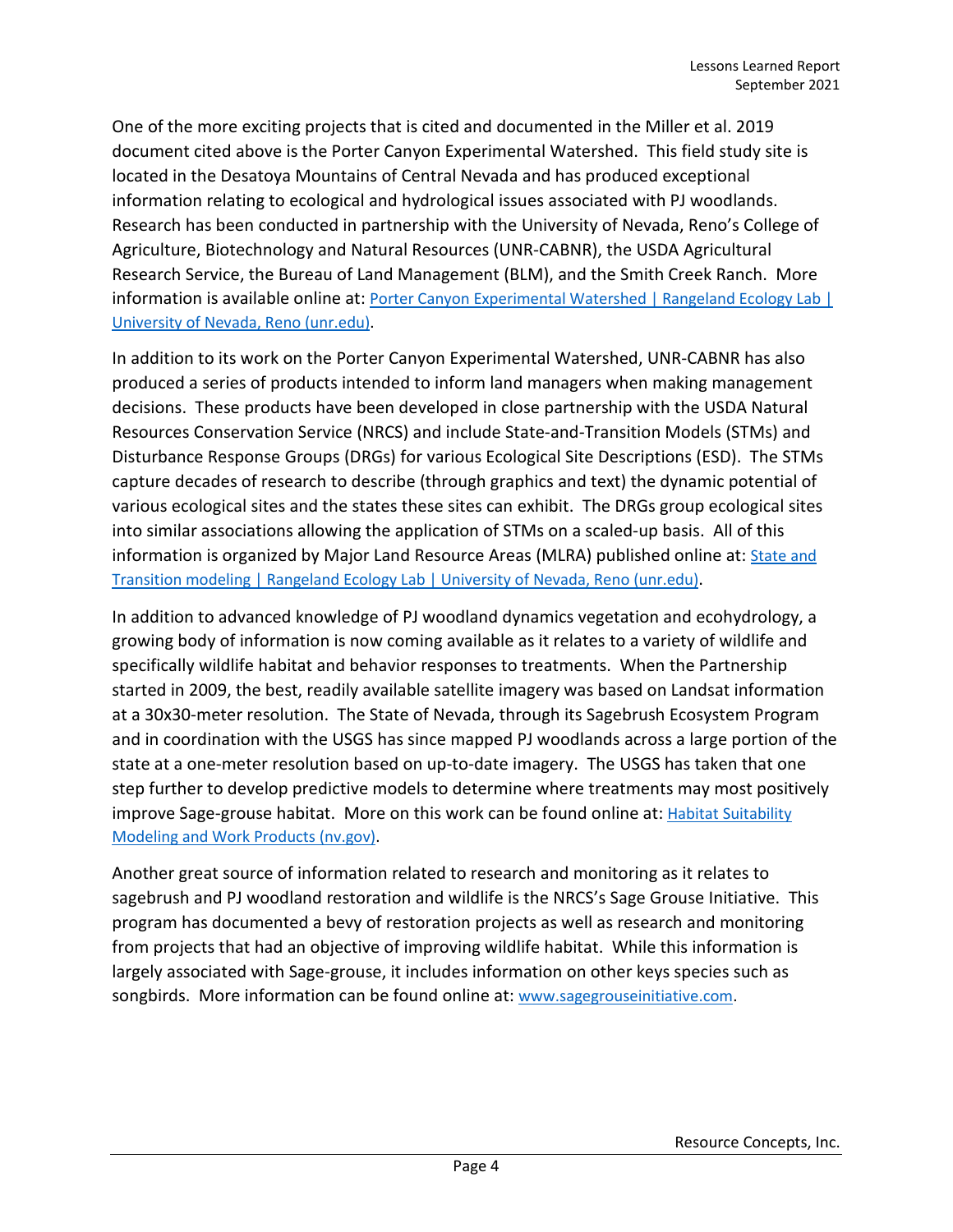One of the more exciting projects that is cited and documented in the Miller et al. 2019 document cited above is the Porter Canyon Experimental Watershed. This field study site is located in the Desatoya Mountains of Central Nevada and has produced exceptional information relating to ecological and hydrological issues associated with PJ woodlands. Research has been conducted in partnership with the University of Nevada, Reno's College of Agriculture, Biotechnology and Natural Resources (UNR-CABNR), the USDA Agricultural Research Service, the Bureau of Land Management (BLM), and the Smith Creek Ranch. More information is available online at: Porter Canyon Experimental Watershed | Rangeland Ecology Lab | University of Nevada, Reno (unr.edu).

In addition to its work on the Porter Canyon Experimental Watershed, UNR-CABNR has also produced a series of products intended to inform land managers when making management decisions. These products have been developed in close partnership with the USDA Natural Resources Conservation Service (NRCS) and include State-and-Transition Models (STMs) and Disturbance Response Groups (DRGs) for various Ecological Site Descriptions (ESD). The STMs capture decades of research to describe (through graphics and text) the dynamic potential of various ecological sites and the states these sites can exhibit. The DRGs group ecological sites into similar associations allowing the application of STMs on a scaled-up basis. All of this information is organized by Major Land Resource Areas (MLRA) published online at: State and Transition modeling | Rangeland Ecology Lab | University of Nevada, Reno (unr.edu).

In addition to advanced knowledge of PJ woodland dynamics vegetation and ecohydrology, a growing body of information is now coming available as it relates to a variety of wildlife and specifically wildlife habitat and behavior responses to treatments. When the Partnership started in 2009, the best, readily available satellite imagery was based on Landsat information at a 30x30-meter resolution. The State of Nevada, through its Sagebrush Ecosystem Program and in coordination with the USGS has since mapped PJ woodlands across a large portion of the state at a one-meter resolution based on up-to-date imagery. The USGS has taken that one step further to develop predictive models to determine where treatments may most positively improve Sage-grouse habitat. More on this work can be found online at: Habitat Suitability Modeling and Work Products (nv.gov).

Another great source of information related to research and monitoring as it relates to sagebrush and PJ woodland restoration and wildlife is the NRCS's Sage Grouse Initiative. This program has documented a bevy of restoration projects as well as research and monitoring from projects that had an objective of improving wildlife habitat. While this information is largely associated with Sage-grouse, it includes information on other keys species such as songbirds. More information can be found online at: www.sagegrouseinitiative.com.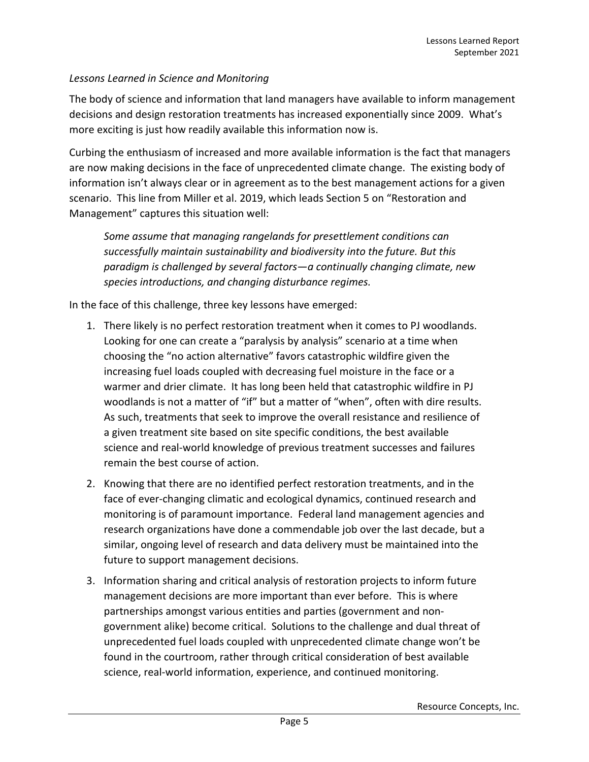*Lessons Learned in Science and Monitoring*

The body of science and information that land managers have available to inform management decisions and design restoration treatments has increased exponentially since 2009. What's more exciting is just how readily available this information now is.

Curbing the enthusiasm of increased and more available information is the fact that managers are now making decisions in the face of unprecedented climate change. The existing body of information isn't always clear or in agreement as to the best management actions for a given scenario. This line from Miller et al. 2019, which leads Section 5 on "Restoration and Management" captures this situation well:

> *Some assume that managing rangelands for presettlement conditions can successfully maintain sustainability and biodiversity into the future. But this paradigm is challenged by several factors—a continually changing climate, new species introductions, and changing disturbance regimes.*

In the face of this challenge, three key lessons have emerged:

1. There likely is no perfect restoration treatment when it comes to PJ woodlands. Looking for one can create a "paralysis by analysis" scenario at a time when choosing the "no action alternative" favors catastrophic wildfire given the increasing fuel loads coupled with decreasing fuel moisture in the face or a warmer and drier climate. It has long been held that catastrophic wildfire in PJ woodlands is not a matter of "if" but a matter of "when", often with dire results. As such, treatments that seek to improve the overall resistance and resilience of a given treatment site based on site specific conditions, the best available science and real-world knowledge of previous treatment successes and failures remain the best course of action.
2. Knowing that there are no identified perfect restoration treatments, and in the face of ever-changing climatic and ecological dynamics, continued research and monitoring is of paramount importance. Federal land management agencies and research organizations have done a commendable job over the last decade, but a similar, ongoing level of research and data delivery must be maintained into the future to support management decisions.
3. Information sharing and critical analysis of restoration projects to inform future management decisions are more important than ever before. This is where partnerships amongst various entities and parties (government and non-government alike) become critical. Solutions to the challenge and dual threat of unprecedented fuel loads coupled with unprecedented climate change won't be found in the courtroom, rather through critical consideration of best available science, real-world information, experience, and continued monitoring.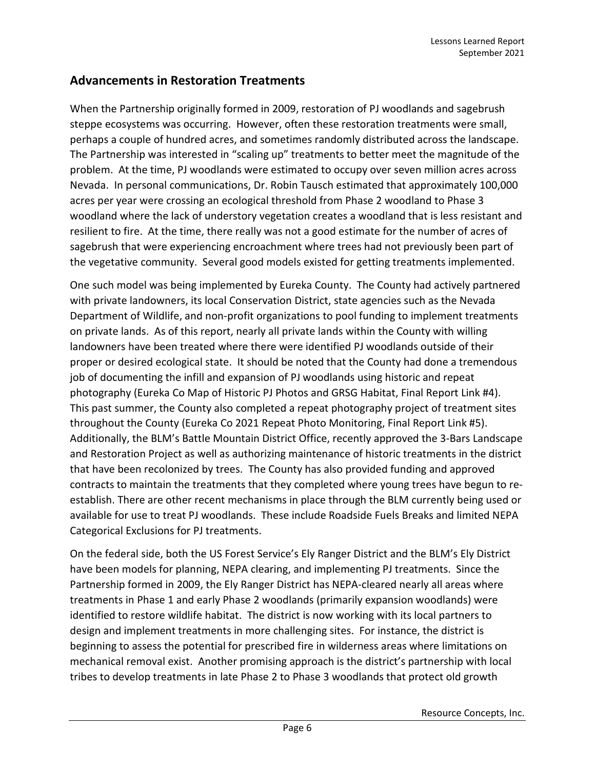## Advancements in Restoration Treatments

When the Partnership originally formed in 2009, restoration of PJ woodlands and sagebrush steppe ecosystems was occurring. However, often these restoration treatments were small, perhaps a couple of hundred acres, and sometimes randomly distributed across the landscape. The Partnership was interested in "scaling up" treatments to better meet the magnitude of the problem. At the time, PJ woodlands were estimated to occupy over seven million acres across Nevada. In personal communications, Dr. Robin Tausch estimated that approximately 100,000 acres per year were crossing an ecological threshold from Phase 2 woodland to Phase 3 woodland where the lack of understory vegetation creates a woodland that is less resistant and resilient to fire. At the time, there really was not a good estimate for the number of acres of sagebrush that were experiencing encroachment where trees had not previously been part of the vegetative community. Several good models existed for getting treatments implemented.

One such model was being implemented by Eureka County. The County had actively partnered with private landowners, its local Conservation District, state agencies such as the Nevada Department of Wildlife, and non-profit organizations to pool funding to implement treatments on private lands. As of this report, nearly all private lands within the County with willing landowners have been treated where there were identified PJ woodlands outside of their proper or desired ecological state. It should be noted that the County had done a tremendous job of documenting the infill and expansion of PJ woodlands using historic and repeat photography (Eureka Co Map of Historic PJ Photos and GRSG Habitat, Final Report Link #4). This past summer, the County also completed a repeat photography project of treatment sites throughout the County (Eureka Co 2021 Repeat Photo Monitoring, Final Report Link #5). Additionally, the BLM's Battle Mountain District Office, recently approved the 3-Bars Landscape and Restoration Project as well as authorizing maintenance of historic treatments in the district that have been recolonized by trees. The County has also provided funding and approved contracts to maintain the treatments that they completed where young trees have begun to re-establish. There are other recent mechanisms in place through the BLM currently being used or available for use to treat PJ woodlands. These include Roadside Fuels Breaks and limited NEPA Categorical Exclusions for PJ treatments.

On the federal side, both the US Forest Service's Ely Ranger District and the BLM's Ely District have been models for planning, NEPA clearing, and implementing PJ treatments. Since the Partnership formed in 2009, the Ely Ranger District has NEPA-cleared nearly all areas where treatments in Phase 1 and early Phase 2 woodlands (primarily expansion woodlands) were identified to restore wildlife habitat. The district is now working with its local partners to design and implement treatments in more challenging sites. For instance, the district is beginning to assess the potential for prescribed fire in wilderness areas where limitations on mechanical removal exist. Another promising approach is the district's partnership with local tribes to develop treatments in late Phase 2 to Phase 3 woodlands that protect old growth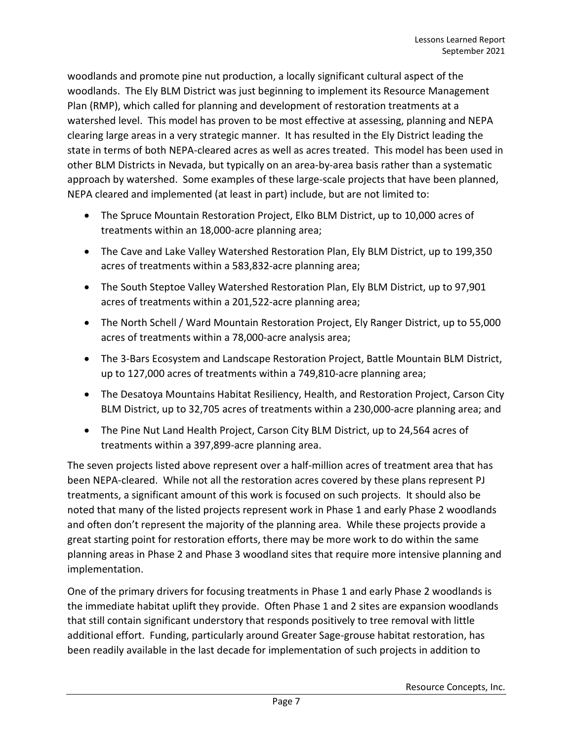woodlands and promote pine nut production, a locally significant cultural aspect of the woodlands. The Ely BLM District was just beginning to implement its Resource Management Plan (RMP), which called for planning and development of restoration treatments at a watershed level. This model has proven to be most effective at assessing, planning and NEPA clearing large areas in a very strategic manner. It has resulted in the Ely District leading the state in terms of both NEPA-cleared acres as well as acres treated. This model has been used in other BLM Districts in Nevada, but typically on an area-by-area basis rather than a systematic approach by watershed. Some examples of these large-scale projects that have been planned, NEPA cleared and implemented (at least in part) include, but are not limited to:

- The Spruce Mountain Restoration Project, Elko BLM District, up to 10,000 acres of treatments within an 18,000-acre planning area;
- The Cave and Lake Valley Watershed Restoration Plan, Ely BLM District, up to 199,350 acres of treatments within a 583,832-acre planning area;
- The South Steptoe Valley Watershed Restoration Plan, Ely BLM District, up to 97,901 acres of treatments within a 201,522-acre planning area;
- The North Schell / Ward Mountain Restoration Project, Ely Ranger District, up to 55,000 acres of treatments within a 78,000-acre analysis area;
- The 3-Bars Ecosystem and Landscape Restoration Project, Battle Mountain BLM District, up to 127,000 acres of treatments within a 749,810-acre planning area;
- The Desatoya Mountains Habitat Resiliency, Health, and Restoration Project, Carson City BLM District, up to 32,705 acres of treatments within a 230,000-acre planning area; and
- The Pine Nut Land Health Project, Carson City BLM District, up to 24,564 acres of treatments within a 397,899-acre planning area.

The seven projects listed above represent over a half-million acres of treatment area that has been NEPA-cleared. While not all the restoration acres covered by these plans represent PJ treatments, a significant amount of this work is focused on such projects. It should also be noted that many of the listed projects represent work in Phase 1 and early Phase 2 woodlands and often don't represent the majority of the planning area. While these projects provide a great starting point for restoration efforts, there may be more work to do within the same planning areas in Phase 2 and Phase 3 woodland sites that require more intensive planning and implementation.

One of the primary drivers for focusing treatments in Phase 1 and early Phase 2 woodlands is the immediate habitat uplift they provide. Often Phase 1 and 2 sites are expansion woodlands that still contain significant understory that responds positively to tree removal with little additional effort. Funding, particularly around Greater Sage-grouse habitat restoration, has been readily available in the last decade for implementation of such projects in addition to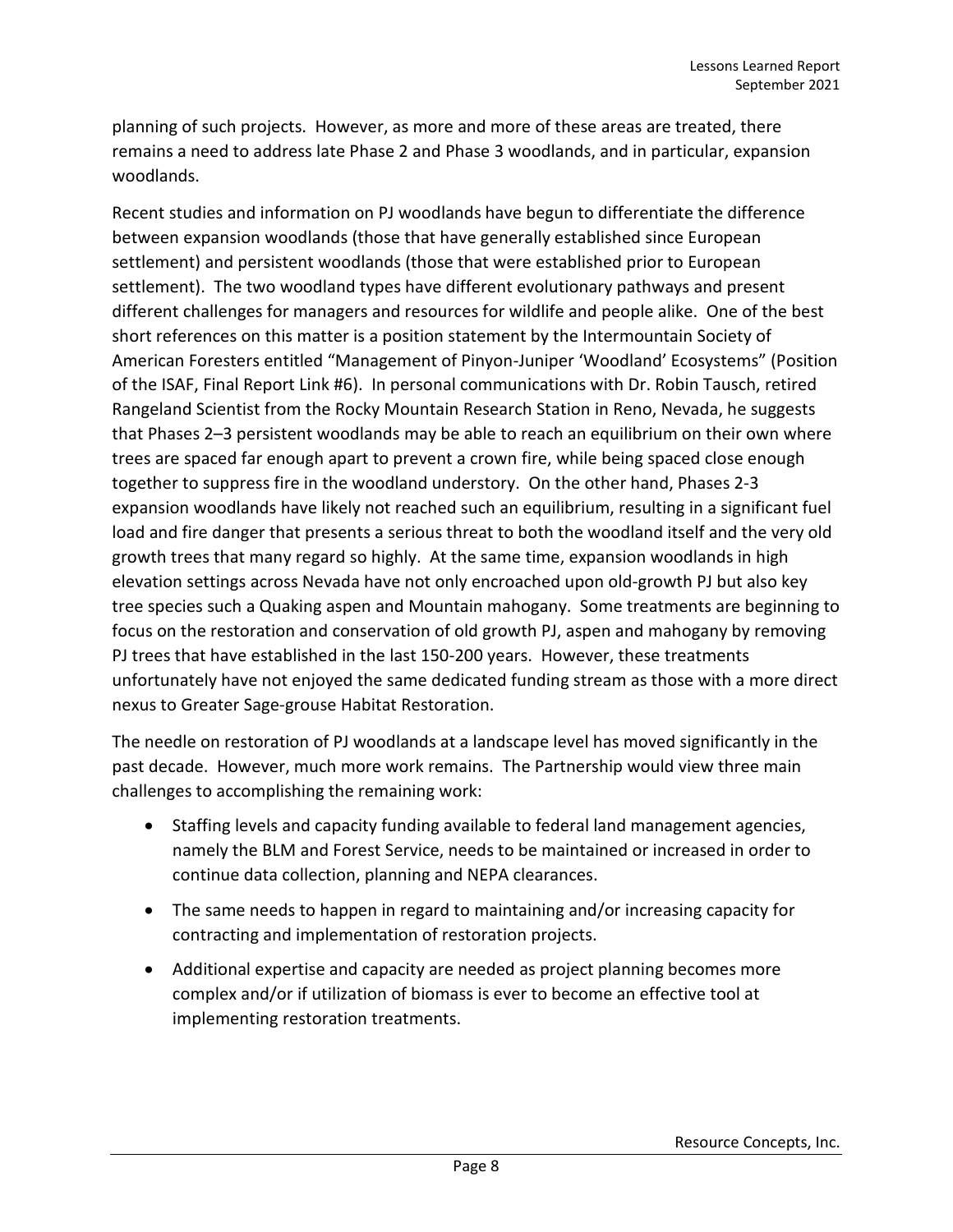planning of such projects. However, as more and more of these areas are treated, there remains a need to address late Phase 2 and Phase 3 woodlands, and in particular, expansion woodlands.

Recent studies and information on PJ woodlands have begun to differentiate the difference between expansion woodlands (those that have generally established since European settlement) and persistent woodlands (those that were established prior to European settlement). The two woodland types have different evolutionary pathways and present different challenges for managers and resources for wildlife and people alike. One of the best short references on this matter is a position statement by the Intermountain Society of American Foresters entitled "Management of Pinyon-Juniper 'Woodland' Ecosystems" (Position of the ISAF, Final Report Link #6). In personal communications with Dr. Robin Tausch, retired Rangeland Scientist from the Rocky Mountain Research Station in Reno, Nevada, he suggests that Phases 2–3 persistent woodlands may be able to reach an equilibrium on their own where trees are spaced far enough apart to prevent a crown fire, while being spaced close enough together to suppress fire in the woodland understory. On the other hand, Phases 2-3 expansion woodlands have likely not reached such an equilibrium, resulting in a significant fuel load and fire danger that presents a serious threat to both the woodland itself and the very old growth trees that many regard so highly. At the same time, expansion woodlands in high elevation settings across Nevada have not only encroached upon old-growth PJ but also key tree species such a Quaking aspen and Mountain mahogany. Some treatments are beginning to focus on the restoration and conservation of old growth PJ, aspen and mahogany by removing PJ trees that have established in the last 150-200 years. However, these treatments unfortunately have not enjoyed the same dedicated funding stream as those with a more direct nexus to Greater Sage-grouse Habitat Restoration.

The needle on restoration of PJ woodlands at a landscape level has moved significantly in the past decade. However, much more work remains. The Partnership would view three main challenges to accomplishing the remaining work:

- Staffing levels and capacity funding available to federal land management agencies, namely the BLM and Forest Service, needs to be maintained or increased in order to continue data collection, planning and NEPA clearances.
- The same needs to happen in regard to maintaining and/or increasing capacity for contracting and implementation of restoration projects.
- Additional expertise and capacity are needed as project planning becomes more complex and/or if utilization of biomass is ever to become an effective tool at implementing restoration treatments.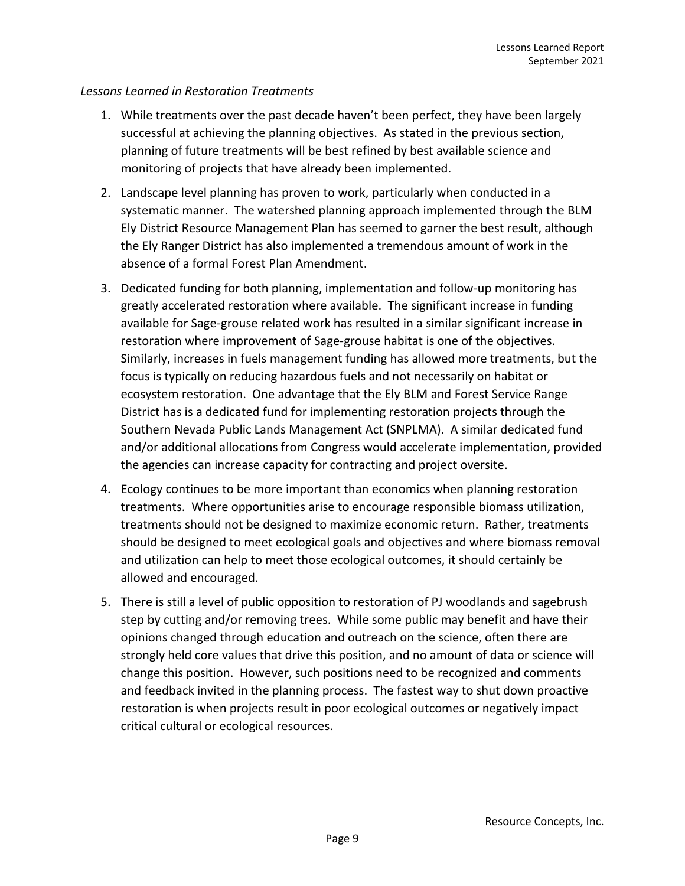*Lessons Learned in Restoration Treatments*

1. While treatments over the past decade haven't been perfect, they have been largely successful at achieving the planning objectives. As stated in the previous section, planning of future treatments will be best refined by best available science and monitoring of projects that have already been implemented.
2. Landscape level planning has proven to work, particularly when conducted in a systematic manner. The watershed planning approach implemented through the BLM Ely District Resource Management Plan has seemed to garner the best result, although the Ely Ranger District has also implemented a tremendous amount of work in the absence of a formal Forest Plan Amendment.
3. Dedicated funding for both planning, implementation and follow-up monitoring has greatly accelerated restoration where available. The significant increase in funding available for Sage-grouse related work has resulted in a similar significant increase in restoration where improvement of Sage-grouse habitat is one of the objectives. Similarly, increases in fuels management funding has allowed more treatments, but the focus is typically on reducing hazardous fuels and not necessarily on habitat or ecosystem restoration. One advantage that the Ely BLM and Forest Service Range District has is a dedicated fund for implementing restoration projects through the Southern Nevada Public Lands Management Act (SNPLMA). A similar dedicated fund and/or additional allocations from Congress would accelerate implementation, provided the agencies can increase capacity for contracting and project oversite.
4. Ecology continues to be more important than economics when planning restoration treatments. Where opportunities arise to encourage responsible biomass utilization, treatments should not be designed to maximize economic return. Rather, treatments should be designed to meet ecological goals and objectives and where biomass removal and utilization can help to meet those ecological outcomes, it should certainly be allowed and encouraged.
5. There is still a level of public opposition to restoration of PJ woodlands and sagebrush step by cutting and/or removing trees. While some public may benefit and have their opinions changed through education and outreach on the science, often there are strongly held core values that drive this position, and no amount of data or science will change this position. However, such positions need to be recognized and comments and feedback invited in the planning process. The fastest way to shut down proactive restoration is when projects result in poor ecological outcomes or negatively impact critical cultural or ecological resources.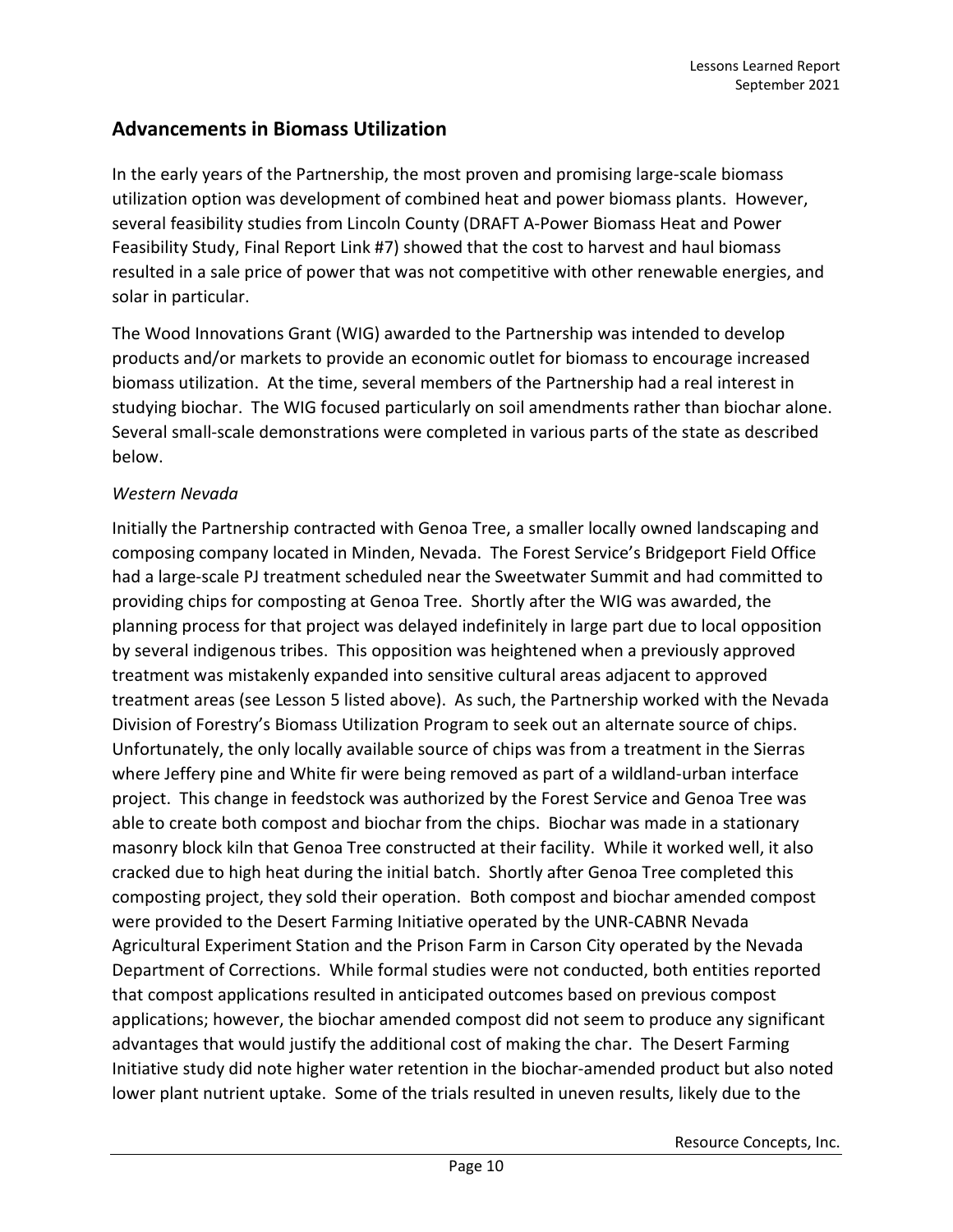## Advancements in Biomass Utilization

In the early years of the Partnership, the most proven and promising large-scale biomass utilization option was development of combined heat and power biomass plants. However, several feasibility studies from Lincoln County (DRAFT A-Power Biomass Heat and Power Feasibility Study, Final Report Link #7) showed that the cost to harvest and haul biomass resulted in a sale price of power that was not competitive with other renewable energies, and solar in particular.

The Wood Innovations Grant (WIG) awarded to the Partnership was intended to develop products and/or markets to provide an economic outlet for biomass to encourage increased biomass utilization. At the time, several members of the Partnership had a real interest in studying biochar. The WIG focused particularly on soil amendments rather than biochar alone. Several small-scale demonstrations were completed in various parts of the state as described below.

*Western Nevada*

Initially the Partnership contracted with Genoa Tree, a smaller locally owned landscaping and composing company located in Minden, Nevada. The Forest Service's Bridgeport Field Office had a large-scale PJ treatment scheduled near the Sweetwater Summit and had committed to providing chips for composting at Genoa Tree. Shortly after the WIG was awarded, the planning process for that project was delayed indefinitely in large part due to local opposition by several indigenous tribes. This opposition was heightened when a previously approved treatment was mistakenly expanded into sensitive cultural areas adjacent to approved treatment areas (see Lesson 5 listed above). As such, the Partnership worked with the Nevada Division of Forestry's Biomass Utilization Program to seek out an alternate source of chips. Unfortunately, the only locally available source of chips was from a treatment in the Sierras where Jeffery pine and White fir were being removed as part of a wildland-urban interface project. This change in feedstock was authorized by the Forest Service and Genoa Tree was able to create both compost and biochar from the chips. Biochar was made in a stationary masonry block kiln that Genoa Tree constructed at their facility. While it worked well, it also cracked due to high heat during the initial batch. Shortly after Genoa Tree completed this composting project, they sold their operation. Both compost and biochar amended compost were provided to the Desert Farming Initiative operated by the UNR-CABNR Nevada Agricultural Experiment Station and the Prison Farm in Carson City operated by the Nevada Department of Corrections. While formal studies were not conducted, both entities reported that compost applications resulted in anticipated outcomes based on previous compost applications; however, the biochar amended compost did not seem to produce any significant advantages that would justify the additional cost of making the char. The Desert Farming Initiative study did note higher water retention in the biochar-amended product but also noted lower plant nutrient uptake. Some of the trials resulted in uneven results, likely due to the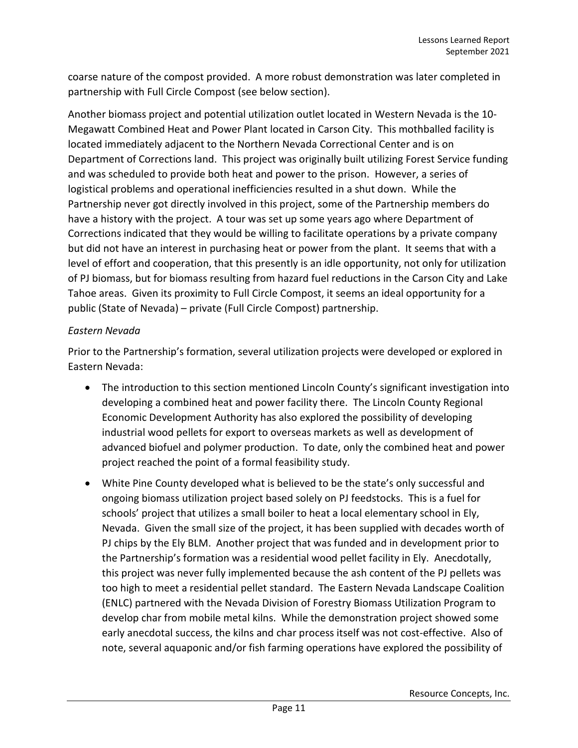coarse nature of the compost provided. A more robust demonstration was later completed in partnership with Full Circle Compost (see below section).

Another biomass project and potential utilization outlet located in Western Nevada is the 10-Megawatt Combined Heat and Power Plant located in Carson City. This mothballed facility is located immediately adjacent to the Northern Nevada Correctional Center and is on Department of Corrections land. This project was originally built utilizing Forest Service funding and was scheduled to provide both heat and power to the prison. However, a series of logistical problems and operational inefficiencies resulted in a shut down. While the Partnership never got directly involved in this project, some of the Partnership members do have a history with the project. A tour was set up some years ago where Department of Corrections indicated that they would be willing to facilitate operations by a private company but did not have an interest in purchasing heat or power from the plant. It seems that with a level of effort and cooperation, that this presently is an idle opportunity, not only for utilization of PJ biomass, but for biomass resulting from hazard fuel reductions in the Carson City and Lake Tahoe areas. Given its proximity to Full Circle Compost, it seems an ideal opportunity for a public (State of Nevada) – private (Full Circle Compost) partnership.

*Eastern Nevada*

Prior to the Partnership's formation, several utilization projects were developed or explored in Eastern Nevada:

- The introduction to this section mentioned Lincoln County's significant investigation into developing a combined heat and power facility there. The Lincoln County Regional Economic Development Authority has also explored the possibility of developing industrial wood pellets for export to overseas markets as well as development of advanced biofuel and polymer production. To date, only the combined heat and power project reached the point of a formal feasibility study.
- White Pine County developed what is believed to be the state's only successful and ongoing biomass utilization project based solely on PJ feedstocks. This is a fuel for schools' project that utilizes a small boiler to heat a local elementary school in Ely, Nevada. Given the small size of the project, it has been supplied with decades worth of PJ chips by the Ely BLM. Another project that was funded and in development prior to the Partnership's formation was a residential wood pellet facility in Ely. Anecdotally, this project was never fully implemented because the ash content of the PJ pellets was too high to meet a residential pellet standard. The Eastern Nevada Landscape Coalition (ENLC) partnered with the Nevada Division of Forestry Biomass Utilization Program to develop char from mobile metal kilns. While the demonstration project showed some early anecdotal success, the kilns and char process itself was not cost-effective. Also of note, several aquaponic and/or fish farming operations have explored the possibility of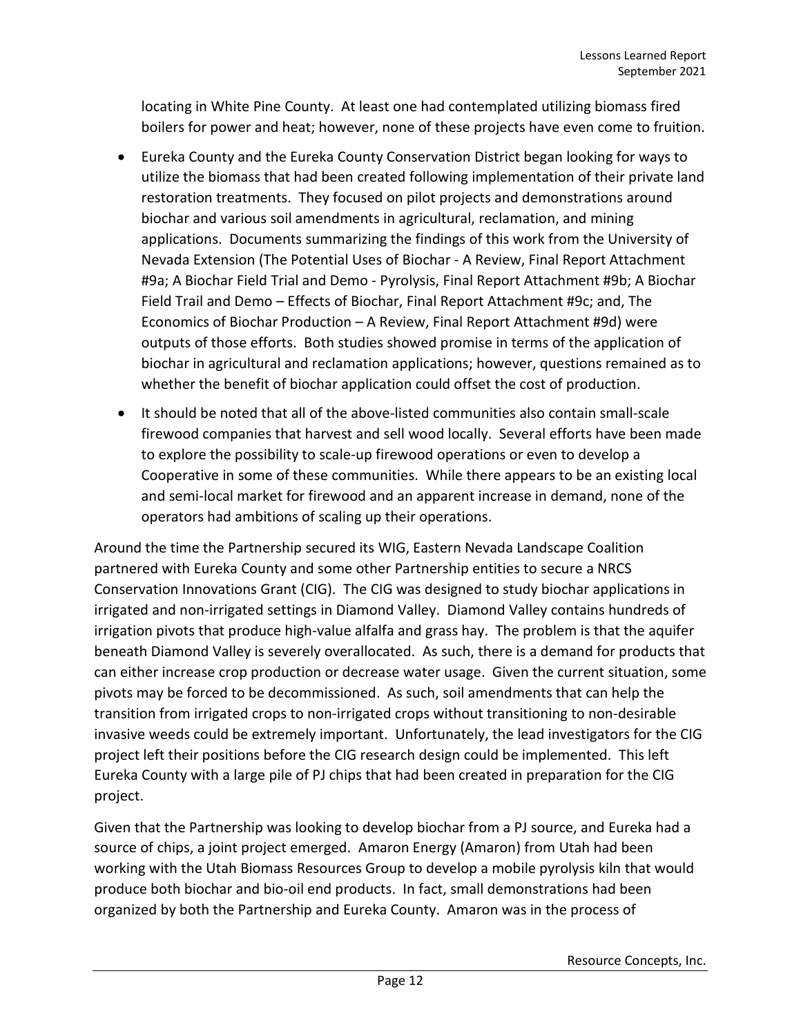locating in White Pine County. At least one had contemplated utilizing biomass fired boilers for power and heat; however, none of these projects have even come to fruition.

- Eureka County and the Eureka County Conservation District began looking for ways to utilize the biomass that had been created following implementation of their private land restoration treatments. They focused on pilot projects and demonstrations around biochar and various soil amendments in agricultural, reclamation, and mining applications. Documents summarizing the findings of this work from the University of Nevada Extension (The Potential Uses of Biochar - A Review, Final Report Attachment #9a; A Biochar Field Trial and Demo - Pyrolysis, Final Report Attachment #9b; A Biochar Field Trail and Demo – Effects of Biochar, Final Report Attachment #9c; and, The Economics of Biochar Production – A Review, Final Report Attachment #9d) were outputs of those efforts. Both studies showed promise in terms of the application of biochar in agricultural and reclamation applications; however, questions remained as to whether the benefit of biochar application could offset the cost of production.
- It should be noted that all of the above-listed communities also contain small-scale firewood companies that harvest and sell wood locally. Several efforts have been made to explore the possibility to scale-up firewood operations or even to develop a Cooperative in some of these communities. While there appears to be an existing local and semi-local market for firewood and an apparent increase in demand, none of the operators had ambitions of scaling up their operations.

Around the time the Partnership secured its WIG, Eastern Nevada Landscape Coalition partnered with Eureka County and some other Partnership entities to secure a NRCS Conservation Innovations Grant (CIG). The CIG was designed to study biochar applications in irrigated and non-irrigated settings in Diamond Valley. Diamond Valley contains hundreds of irrigation pivots that produce high-value alfalfa and grass hay. The problem is that the aquifer beneath Diamond Valley is severely overallocated. As such, there is a demand for products that can either increase crop production or decrease water usage. Given the current situation, some pivots may be forced to be decommissioned. As such, soil amendments that can help the transition from irrigated crops to non-irrigated crops without transitioning to non-desirable invasive weeds could be extremely important. Unfortunately, the lead investigators for the CIG project left their positions before the CIG research design could be implemented. This left Eureka County with a large pile of PJ chips that had been created in preparation for the CIG project.

Given that the Partnership was looking to develop biochar from a PJ source, and Eureka had a source of chips, a joint project emerged. Amaron Energy (Amaron) from Utah had been working with the Utah Biomass Resources Group to develop a mobile pyrolysis kiln that would produce both biochar and bio-oil end products. In fact, small demonstrations had been organized by both the Partnership and Eureka County. Amaron was in the process of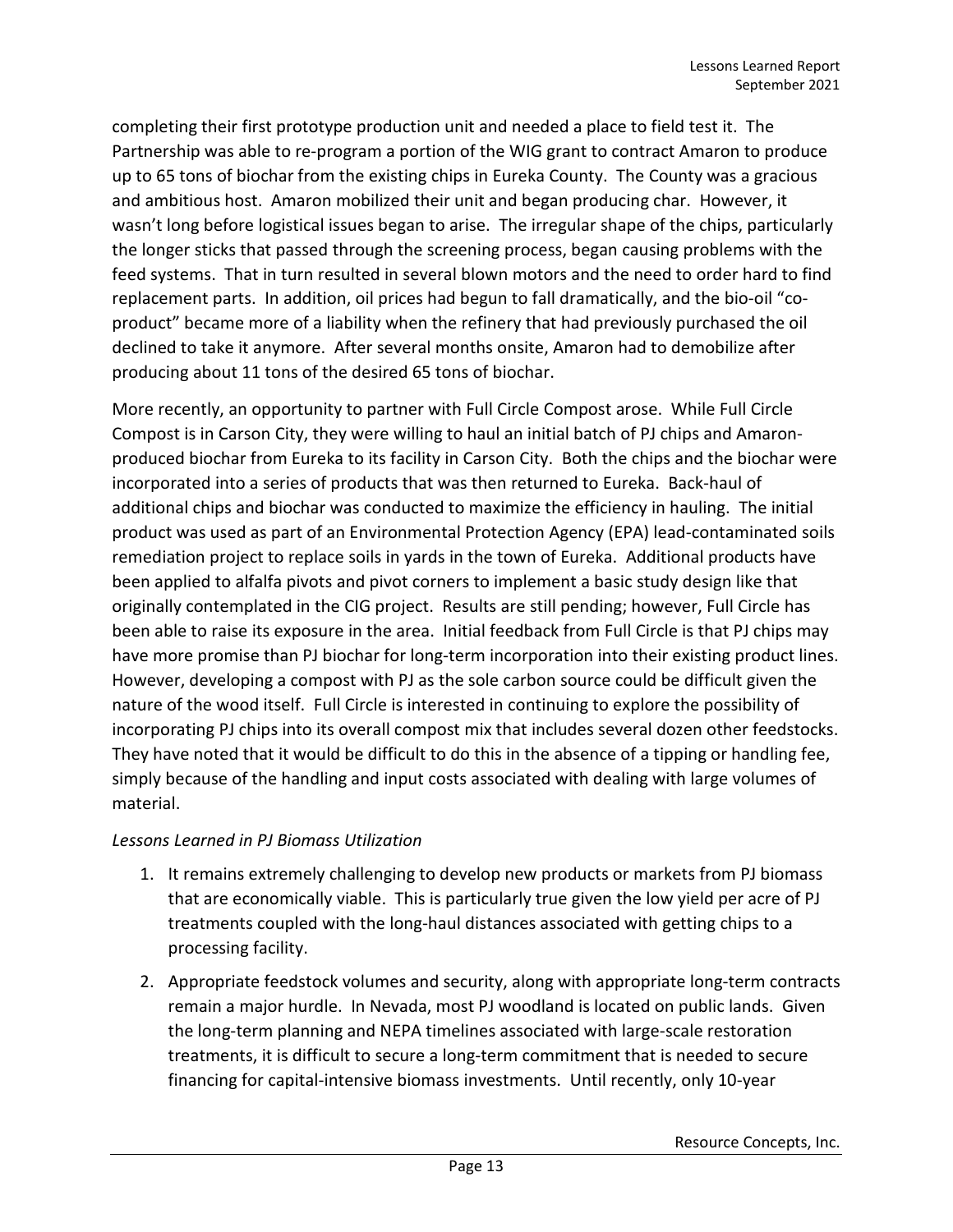completing their first prototype production unit and needed a place to field test it. The Partnership was able to re-program a portion of the WIG grant to contract Amaron to produce up to 65 tons of biochar from the existing chips in Eureka County. The County was a gracious and ambitious host. Amaron mobilized their unit and began producing char. However, it wasn't long before logistical issues began to arise. The irregular shape of the chips, particularly the longer sticks that passed through the screening process, began causing problems with the feed systems. That in turn resulted in several blown motors and the need to order hard to find replacement parts. In addition, oil prices had begun to fall dramatically, and the bio-oil "co-product" became more of a liability when the refinery that had previously purchased the oil declined to take it anymore. After several months onsite, Amaron had to demobilize after producing about 11 tons of the desired 65 tons of biochar.

More recently, an opportunity to partner with Full Circle Compost arose. While Full Circle Compost is in Carson City, they were willing to haul an initial batch of PJ chips and Amaron-produced biochar from Eureka to its facility in Carson City. Both the chips and the biochar were incorporated into a series of products that was then returned to Eureka. Back-haul of additional chips and biochar was conducted to maximize the efficiency in hauling. The initial product was used as part of an Environmental Protection Agency (EPA) lead-contaminated soils remediation project to replace soils in yards in the town of Eureka. Additional products have been applied to alfalfa pivots and pivot corners to implement a basic study design like that originally contemplated in the CIG project. Results are still pending; however, Full Circle has been able to raise its exposure in the area. Initial feedback from Full Circle is that PJ chips may have more promise than PJ biochar for long-term incorporation into their existing product lines. However, developing a compost with PJ as the sole carbon source could be difficult given the nature of the wood itself. Full Circle is interested in continuing to explore the possibility of incorporating PJ chips into its overall compost mix that includes several dozen other feedstocks. They have noted that it would be difficult to do this in the absence of a tipping or handling fee, simply because of the handling and input costs associated with dealing with large volumes of material.

*Lessons Learned in PJ Biomass Utilization*

1. It remains extremely challenging to develop new products or markets from PJ biomass that are economically viable. This is particularly true given the low yield per acre of PJ treatments coupled with the long-haul distances associated with getting chips to a processing facility.
2. Appropriate feedstock volumes and security, along with appropriate long-term contracts remain a major hurdle. In Nevada, most PJ woodland is located on public lands. Given the long-term planning and NEPA timelines associated with large-scale restoration treatments, it is difficult to secure a long-term commitment that is needed to secure financing for capital-intensive biomass investments. Until recently, only 10-year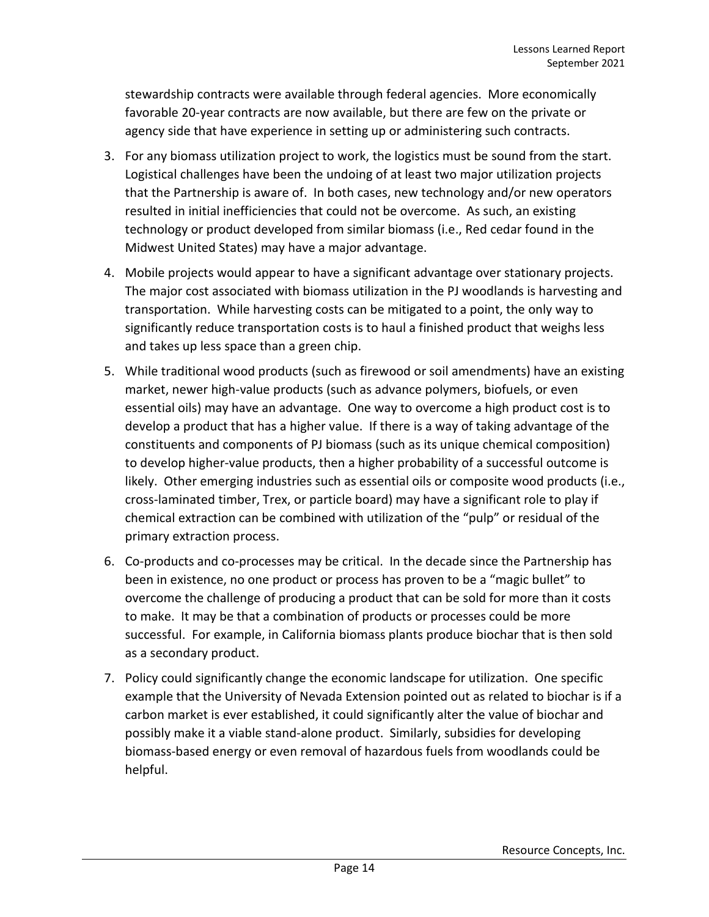stewardship contracts were available through federal agencies. More economically favorable 20-year contracts are now available, but there are few on the private or agency side that have experience in setting up or administering such contracts.

3. For any biomass utilization project to work, the logistics must be sound from the start. Logistical challenges have been the undoing of at least two major utilization projects that the Partnership is aware of. In both cases, new technology and/or new operators resulted in initial inefficiencies that could not be overcome. As such, an existing technology or product developed from similar biomass (i.e., Red cedar found in the Midwest United States) may have a major advantage.
4. Mobile projects would appear to have a significant advantage over stationary projects. The major cost associated with biomass utilization in the PJ woodlands is harvesting and transportation. While harvesting costs can be mitigated to a point, the only way to significantly reduce transportation costs is to haul a finished product that weighs less and takes up less space than a green chip.
5. While traditional wood products (such as firewood or soil amendments) have an existing market, newer high-value products (such as advance polymers, biofuels, or even essential oils) may have an advantage. One way to overcome a high product cost is to develop a product that has a higher value. If there is a way of taking advantage of the constituents and components of PJ biomass (such as its unique chemical composition) to develop higher-value products, then a higher probability of a successful outcome is likely. Other emerging industries such as essential oils or composite wood products (i.e., cross-laminated timber, Trex, or particle board) may have a significant role to play if chemical extraction can be combined with utilization of the "pulp" or residual of the primary extraction process.
6. Co-products and co-processes may be critical. In the decade since the Partnership has been in existence, no one product or process has proven to be a "magic bullet" to overcome the challenge of producing a product that can be sold for more than it costs to make. It may be that a combination of products or processes could be more successful. For example, in California biomass plants produce biochar that is then sold as a secondary product.
7. Policy could significantly change the economic landscape for utilization. One specific example that the University of Nevada Extension pointed out as related to biochar is if a carbon market is ever established, it could significantly alter the value of biochar and possibly make it a viable stand-alone product. Similarly, subsidies for developing biomass-based energy or even removal of hazardous fuels from woodlands could be helpful.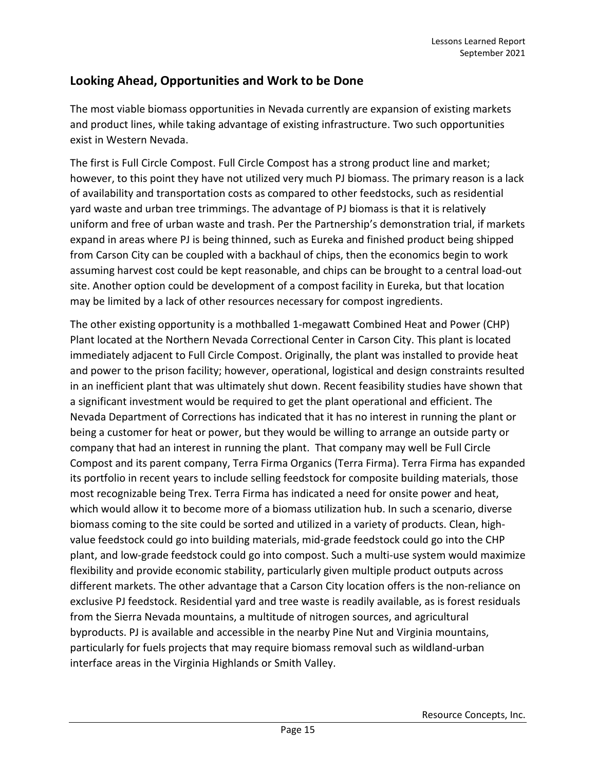## Looking Ahead, Opportunities and Work to be Done

The most viable biomass opportunities in Nevada currently are expansion of existing markets and product lines, while taking advantage of existing infrastructure. Two such opportunities exist in Western Nevada.

The first is Full Circle Compost. Full Circle Compost has a strong product line and market; however, to this point they have not utilized very much PJ biomass. The primary reason is a lack of availability and transportation costs as compared to other feedstocks, such as residential yard waste and urban tree trimmings. The advantage of PJ biomass is that it is relatively uniform and free of urban waste and trash. Per the Partnership's demonstration trial, if markets expand in areas where PJ is being thinned, such as Eureka and finished product being shipped from Carson City can be coupled with a backhaul of chips, then the economics begin to work assuming harvest cost could be kept reasonable, and chips can be brought to a central load-out site. Another option could be development of a compost facility in Eureka, but that location may be limited by a lack of other resources necessary for compost ingredients.

The other existing opportunity is a mothballed 1-megawatt Combined Heat and Power (CHP) Plant located at the Northern Nevada Correctional Center in Carson City. This plant is located immediately adjacent to Full Circle Compost. Originally, the plant was installed to provide heat and power to the prison facility; however, operational, logistical and design constraints resulted in an inefficient plant that was ultimately shut down. Recent feasibility studies have shown that a significant investment would be required to get the plant operational and efficient. The Nevada Department of Corrections has indicated that it has no interest in running the plant or being a customer for heat or power, but they would be willing to arrange an outside party or company that had an interest in running the plant. That company may well be Full Circle Compost and its parent company, Terra Firma Organics (Terra Firma). Terra Firma has expanded its portfolio in recent years to include selling feedstock for composite building materials, those most recognizable being Trex. Terra Firma has indicated a need for onsite power and heat, which would allow it to become more of a biomass utilization hub. In such a scenario, diverse biomass coming to the site could be sorted and utilized in a variety of products. Clean, high-value feedstock could go into building materials, mid-grade feedstock could go into the CHP plant, and low-grade feedstock could go into compost. Such a multi-use system would maximize flexibility and provide economic stability, particularly given multiple product outputs across different markets. The other advantage that a Carson City location offers is the non-reliance on exclusive PJ feedstock. Residential yard and tree waste is readily available, as is forest residuals from the Sierra Nevada mountains, a multitude of nitrogen sources, and agricultural byproducts. PJ is available and accessible in the nearby Pine Nut and Virginia mountains, particularly for fuels projects that may require biomass removal such as wildland-urban interface areas in the Virginia Highlands or Smith Valley.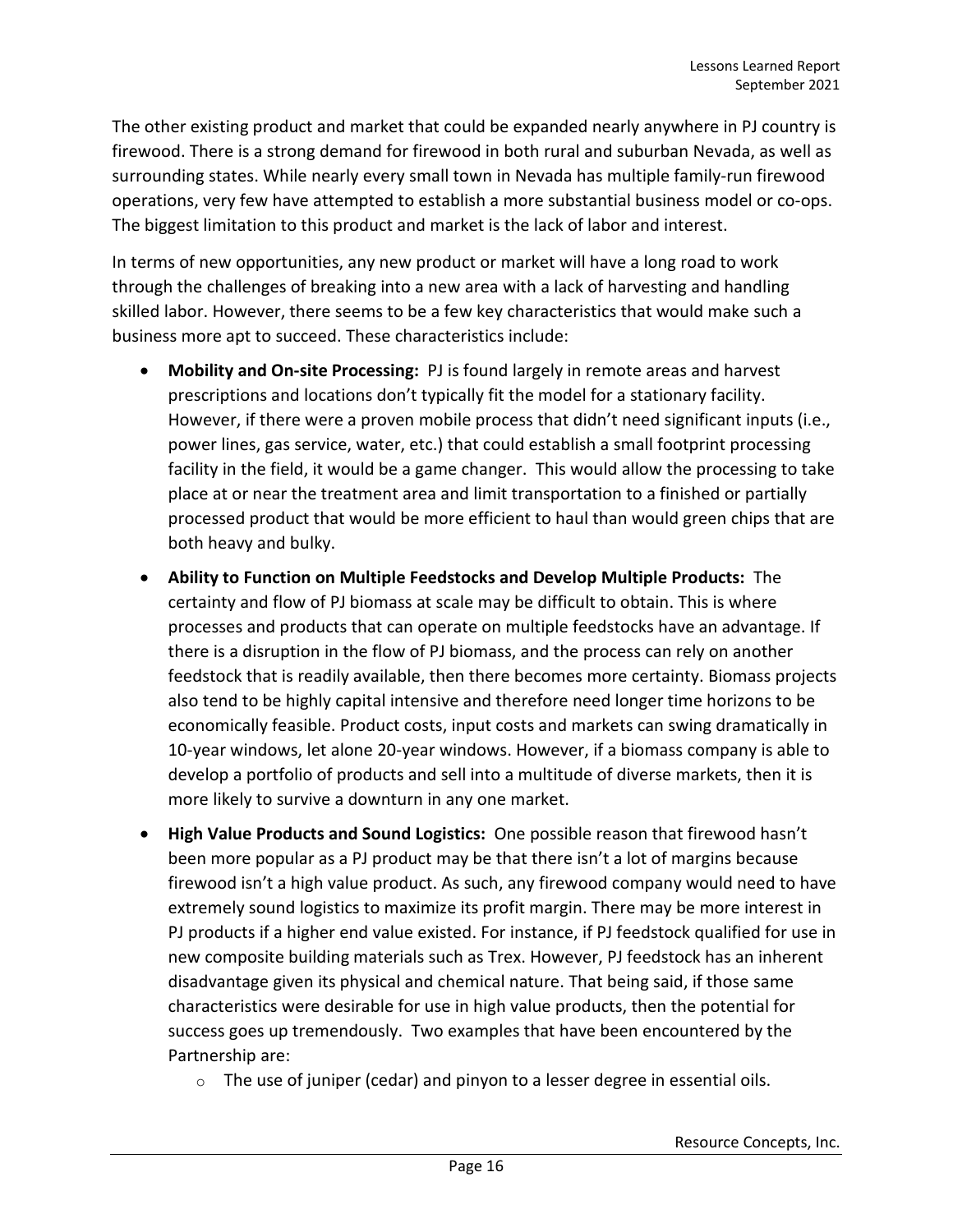The other existing product and market that could be expanded nearly anywhere in PJ country is firewood. There is a strong demand for firewood in both rural and suburban Nevada, as well as surrounding states. While nearly every small town in Nevada has multiple family-run firewood operations, very few have attempted to establish a more substantial business model or co-ops. The biggest limitation to this product and market is the lack of labor and interest.

In terms of new opportunities, any new product or market will have a long road to work through the challenges of breaking into a new area with a lack of harvesting and handling skilled labor. However, there seems to be a few key characteristics that would make such a business more apt to succeed. These characteristics include:

- **Mobility and On-site Processing:** PJ is found largely in remote areas and harvest prescriptions and locations don't typically fit the model for a stationary facility. However, if there were a proven mobile process that didn't need significant inputs (i.e., power lines, gas service, water, etc.) that could establish a small footprint processing facility in the field, it would be a game changer. This would allow the processing to take place at or near the treatment area and limit transportation to a finished or partially processed product that would be more efficient to haul than would green chips that are both heavy and bulky.
- **Ability to Function on Multiple Feedstocks and Develop Multiple Products:** The certainty and flow of PJ biomass at scale may be difficult to obtain. This is where processes and products that can operate on multiple feedstocks have an advantage. If there is a disruption in the flow of PJ biomass, and the process can rely on another feedstock that is readily available, then there becomes more certainty. Biomass projects also tend to be highly capital intensive and therefore need longer time horizons to be economically feasible. Product costs, input costs and markets can swing dramatically in 10-year windows, let alone 20-year windows. However, if a biomass company is able to develop a portfolio of products and sell into a multitude of diverse markets, then it is more likely to survive a downturn in any one market.
- **High Value Products and Sound Logistics:** One possible reason that firewood hasn't been more popular as a PJ product may be that there isn't a lot of margins because firewood isn't a high value product. As such, any firewood company would need to have extremely sound logistics to maximize its profit margin. There may be more interest in PJ products if a higher end value existed. For instance, if PJ feedstock qualified for use in new composite building materials such as Trex. However, PJ feedstock has an inherent disadvantage given its physical and chemical nature. That being said, if those same characteristics were desirable for use in high value products, then the potential for success goes up tremendously. Two examples that have been encountered by the Partnership are:
  - The use of juniper (cedar) and pinyon to a lesser degree in essential oils.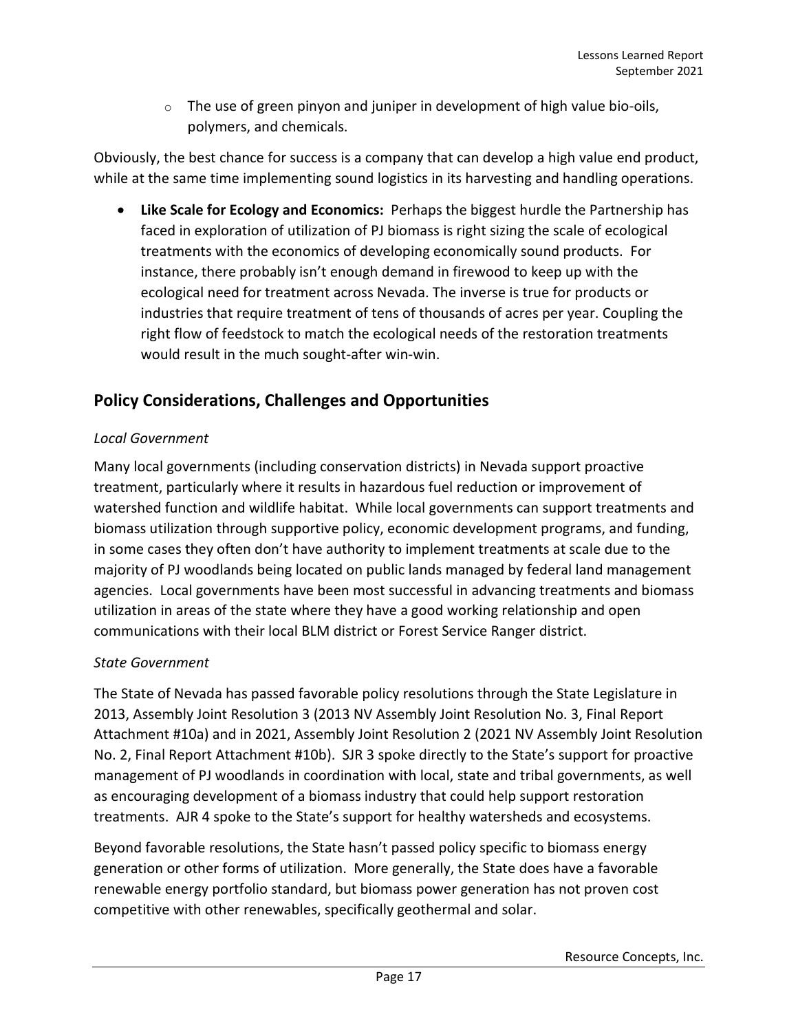- The use of green pinyon and juniper in development of high value bio-oils, polymers, and chemicals.

Obviously, the best chance for success is a company that can develop a high value end product, while at the same time implementing sound logistics in its harvesting and handling operations.

- **Like Scale for Ecology and Economics:** Perhaps the biggest hurdle the Partnership has faced in exploration of utilization of PJ biomass is right sizing the scale of ecological treatments with the economics of developing economically sound products. For instance, there probably isn't enough demand in firewood to keep up with the ecological need for treatment across Nevada. The inverse is true for products or industries that require treatment of tens of thousands of acres per year. Coupling the right flow of feedstock to match the ecological needs of the restoration treatments would result in the much sought-after win-win.

## Policy Considerations, Challenges and Opportunities

*Local Government*

Many local governments (including conservation districts) in Nevada support proactive treatment, particularly where it results in hazardous fuel reduction or improvement of watershed function and wildlife habitat. While local governments can support treatments and biomass utilization through supportive policy, economic development programs, and funding, in some cases they often don't have authority to implement treatments at scale due to the majority of PJ woodlands being located on public lands managed by federal land management agencies. Local governments have been most successful in advancing treatments and biomass utilization in areas of the state where they have a good working relationship and open communications with their local BLM district or Forest Service Ranger district.

*State Government*

The State of Nevada has passed favorable policy resolutions through the State Legislature in 2013, Assembly Joint Resolution 3 (2013 NV Assembly Joint Resolution No. 3, Final Report Attachment #10a) and in 2021, Assembly Joint Resolution 2 (2021 NV Assembly Joint Resolution No. 2, Final Report Attachment #10b). SJR 3 spoke directly to the State's support for proactive management of PJ woodlands in coordination with local, state and tribal governments, as well as encouraging development of a biomass industry that could help support restoration treatments. AJR 4 spoke to the State's support for healthy watersheds and ecosystems.

Beyond favorable resolutions, the State hasn't passed policy specific to biomass energy generation or other forms of utilization. More generally, the State does have a favorable renewable energy portfolio standard, but biomass power generation has not proven cost competitive with other renewables, specifically geothermal and solar.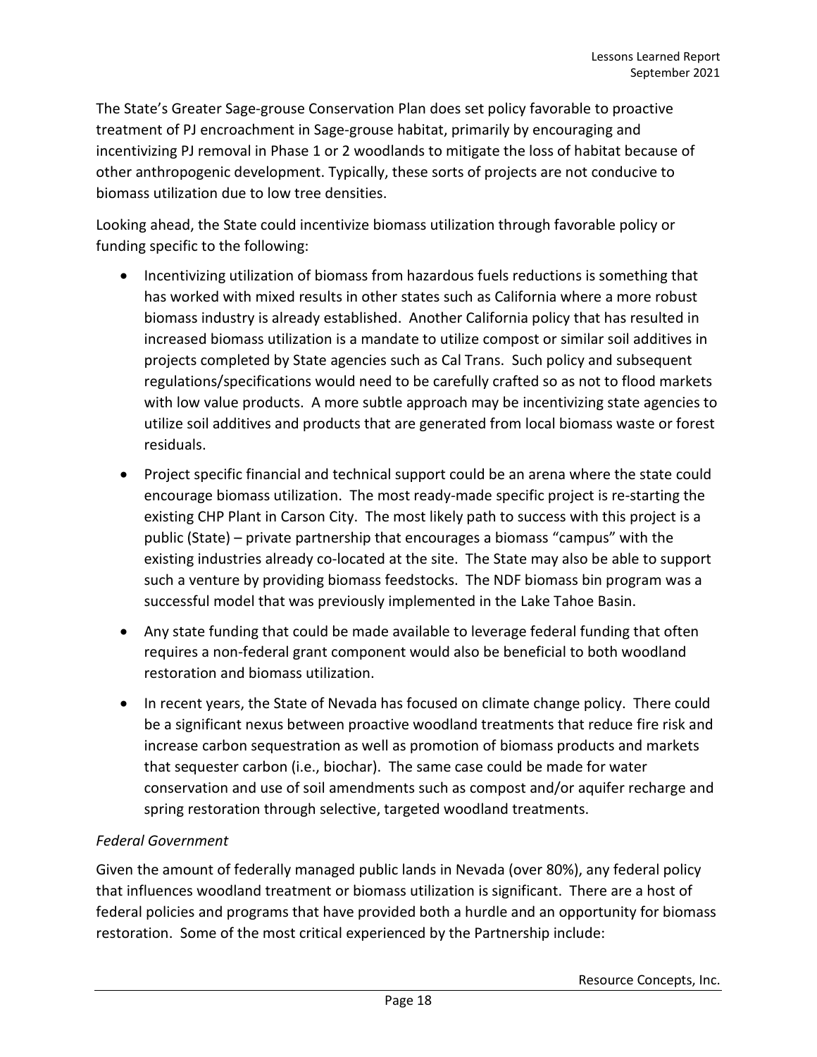The State's Greater Sage-grouse Conservation Plan does set policy favorable to proactive treatment of PJ encroachment in Sage-grouse habitat, primarily by encouraging and incentivizing PJ removal in Phase 1 or 2 woodlands to mitigate the loss of habitat because of other anthropogenic development. Typically, these sorts of projects are not conducive to biomass utilization due to low tree densities.

Looking ahead, the State could incentivize biomass utilization through favorable policy or funding specific to the following:

- Incentivizing utilization of biomass from hazardous fuels reductions is something that has worked with mixed results in other states such as California where a more robust biomass industry is already established. Another California policy that has resulted in increased biomass utilization is a mandate to utilize compost or similar soil additives in projects completed by State agencies such as Cal Trans. Such policy and subsequent regulations/specifications would need to be carefully crafted so as not to flood markets with low value products. A more subtle approach may be incentivizing state agencies to utilize soil additives and products that are generated from local biomass waste or forest residuals.
- Project specific financial and technical support could be an arena where the state could encourage biomass utilization. The most ready-made specific project is re-starting the existing CHP Plant in Carson City. The most likely path to success with this project is a public (State) – private partnership that encourages a biomass "campus" with the existing industries already co-located at the site. The State may also be able to support such a venture by providing biomass feedstocks. The NDF biomass bin program was a successful model that was previously implemented in the Lake Tahoe Basin.
- Any state funding that could be made available to leverage federal funding that often requires a non-federal grant component would also be beneficial to both woodland restoration and biomass utilization.
- In recent years, the State of Nevada has focused on climate change policy. There could be a significant nexus between proactive woodland treatments that reduce fire risk and increase carbon sequestration as well as promotion of biomass products and markets that sequester carbon (i.e., biochar). The same case could be made for water conservation and use of soil amendments such as compost and/or aquifer recharge and spring restoration through selective, targeted woodland treatments.

*Federal Government*

Given the amount of federally managed public lands in Nevada (over 80%), any federal policy that influences woodland treatment or biomass utilization is significant. There are a host of federal policies and programs that have provided both a hurdle and an opportunity for biomass restoration. Some of the most critical experienced by the Partnership include: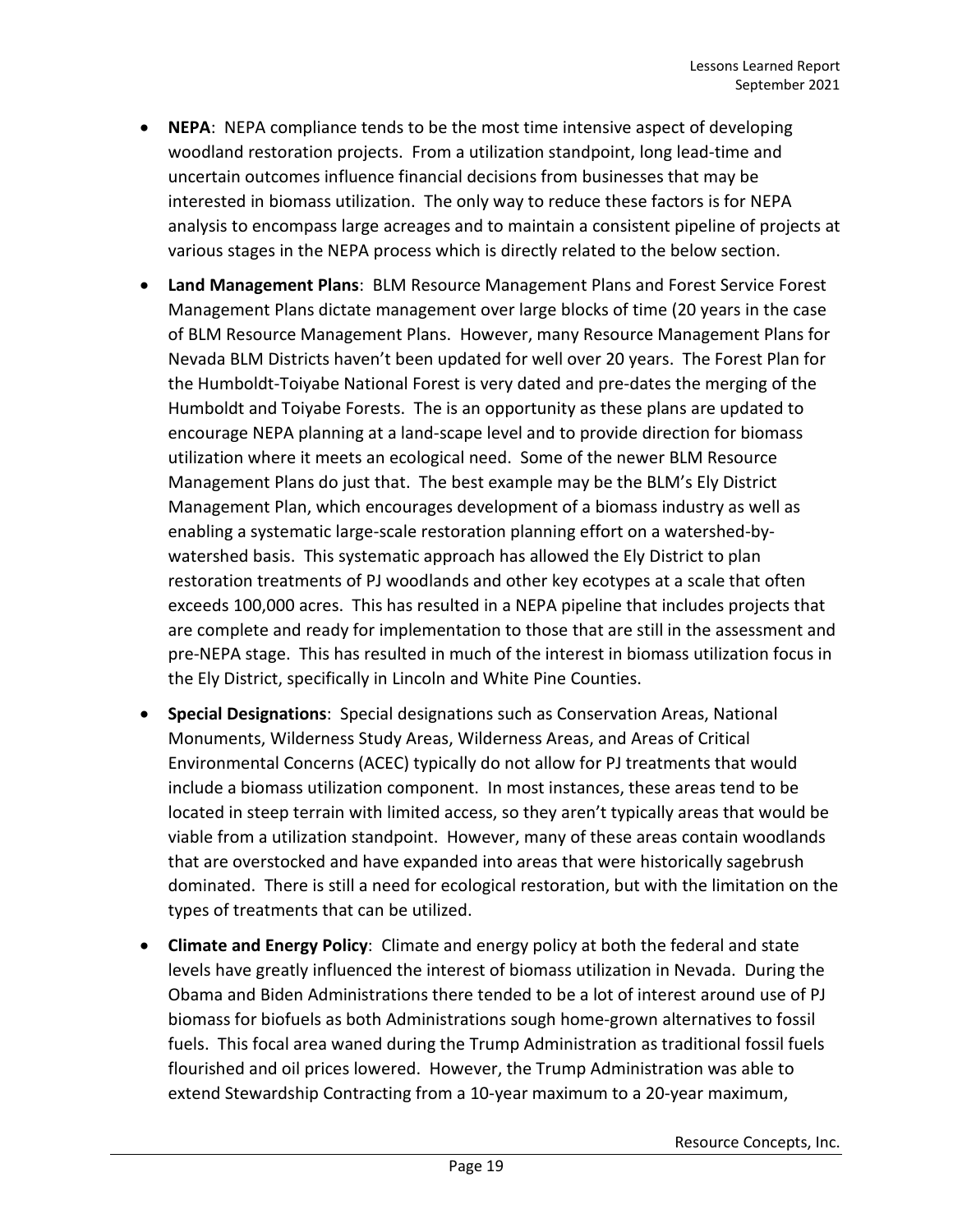- **NEPA**: NEPA compliance tends to be the most time intensive aspect of developing woodland restoration projects. From a utilization standpoint, long lead-time and uncertain outcomes influence financial decisions from businesses that may be interested in biomass utilization. The only way to reduce these factors is for NEPA analysis to encompass large acreages and to maintain a consistent pipeline of projects at various stages in the NEPA process which is directly related to the below section.
- **Land Management Plans**: BLM Resource Management Plans and Forest Service Forest Management Plans dictate management over large blocks of time (20 years in the case of BLM Resource Management Plans. However, many Resource Management Plans for Nevada BLM Districts haven't been updated for well over 20 years. The Forest Plan for the Humboldt-Toiyabe National Forest is very dated and pre-dates the merging of the Humboldt and Toiyabe Forests. The is an opportunity as these plans are updated to encourage NEPA planning at a land-scape level and to provide direction for biomass utilization where it meets an ecological need. Some of the newer BLM Resource Management Plans do just that. The best example may be the BLM's Ely District Management Plan, which encourages development of a biomass industry as well as enabling a systematic large-scale restoration planning effort on a watershed-by-watershed basis. This systematic approach has allowed the Ely District to plan restoration treatments of PJ woodlands and other key ecotypes at a scale that often exceeds 100,000 acres. This has resulted in a NEPA pipeline that includes projects that are complete and ready for implementation to those that are still in the assessment and pre-NEPA stage. This has resulted in much of the interest in biomass utilization focus in the Ely District, specifically in Lincoln and White Pine Counties.
- **Special Designations**: Special designations such as Conservation Areas, National Monuments, Wilderness Study Areas, Wilderness Areas, and Areas of Critical Environmental Concerns (ACEC) typically do not allow for PJ treatments that would include a biomass utilization component. In most instances, these areas tend to be located in steep terrain with limited access, so they aren't typically areas that would be viable from a utilization standpoint. However, many of these areas contain woodlands that are overstocked and have expanded into areas that were historically sagebrush dominated. There is still a need for ecological restoration, but with the limitation on the types of treatments that can be utilized.
- **Climate and Energy Policy**: Climate and energy policy at both the federal and state levels have greatly influenced the interest of biomass utilization in Nevada. During the Obama and Biden Administrations there tended to be a lot of interest around use of PJ biomass for biofuels as both Administrations sough home-grown alternatives to fossil fuels. This focal area waned during the Trump Administration as traditional fossil fuels flourished and oil prices lowered. However, the Trump Administration was able to extend Stewardship Contracting from a 10-year maximum to a 20-year maximum,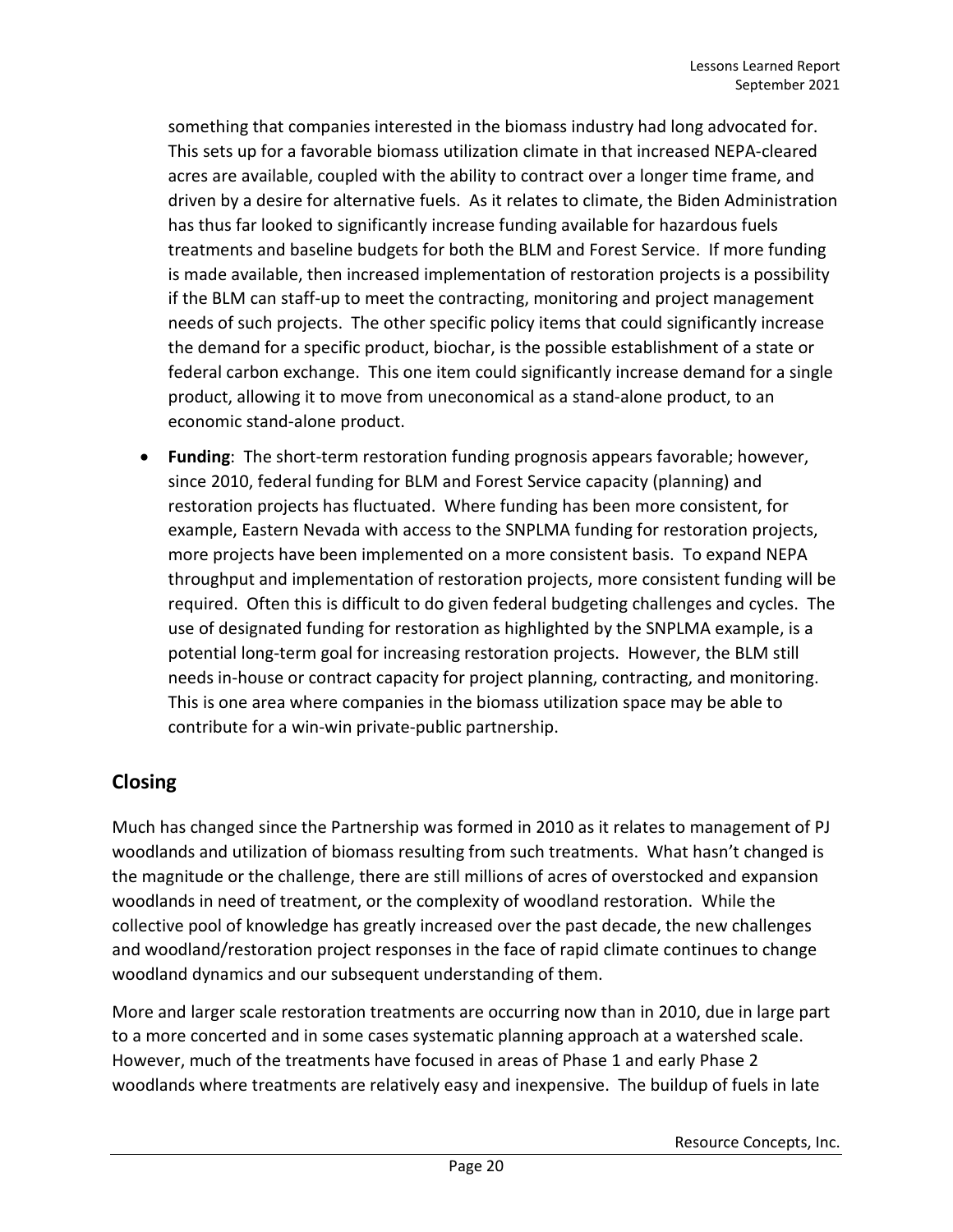something that companies interested in the biomass industry had long advocated for. This sets up for a favorable biomass utilization climate in that increased NEPA-cleared acres are available, coupled with the ability to contract over a longer time frame, and driven by a desire for alternative fuels. As it relates to climate, the Biden Administration has thus far looked to significantly increase funding available for hazardous fuels treatments and baseline budgets for both the BLM and Forest Service. If more funding is made available, then increased implementation of restoration projects is a possibility if the BLM can staff-up to meet the contracting, monitoring and project management needs of such projects. The other specific policy items that could significantly increase the demand for a specific product, biochar, is the possible establishment of a state or federal carbon exchange. This one item could significantly increase demand for a single product, allowing it to move from uneconomical as a stand-alone product, to an economic stand-alone product.

- **Funding**: The short-term restoration funding prognosis appears favorable; however, since 2010, federal funding for BLM and Forest Service capacity (planning) and restoration projects has fluctuated. Where funding has been more consistent, for example, Eastern Nevada with access to the SNPLMA funding for restoration projects, more projects have been implemented on a more consistent basis. To expand NEPA throughput and implementation of restoration projects, more consistent funding will be required. Often this is difficult to do given federal budgeting challenges and cycles. The use of designated funding for restoration as highlighted by the SNPLMA example, is a potential long-term goal for increasing restoration projects. However, the BLM still needs in-house or contract capacity for project planning, contracting, and monitoring. This is one area where companies in the biomass utilization space may be able to contribute for a win-win private-public partnership.

## Closing

Much has changed since the Partnership was formed in 2010 as it relates to management of PJ woodlands and utilization of biomass resulting from such treatments. What hasn't changed is the magnitude or the challenge, there are still millions of acres of overstocked and expansion woodlands in need of treatment, or the complexity of woodland restoration. While the collective pool of knowledge has greatly increased over the past decade, the new challenges and woodland/restoration project responses in the face of rapid climate continues to change woodland dynamics and our subsequent understanding of them.

More and larger scale restoration treatments are occurring now than in 2010, due in large part to a more concerted and in some cases systematic planning approach at a watershed scale. However, much of the treatments have focused in areas of Phase 1 and early Phase 2 woodlands where treatments are relatively easy and inexpensive. The buildup of fuels in late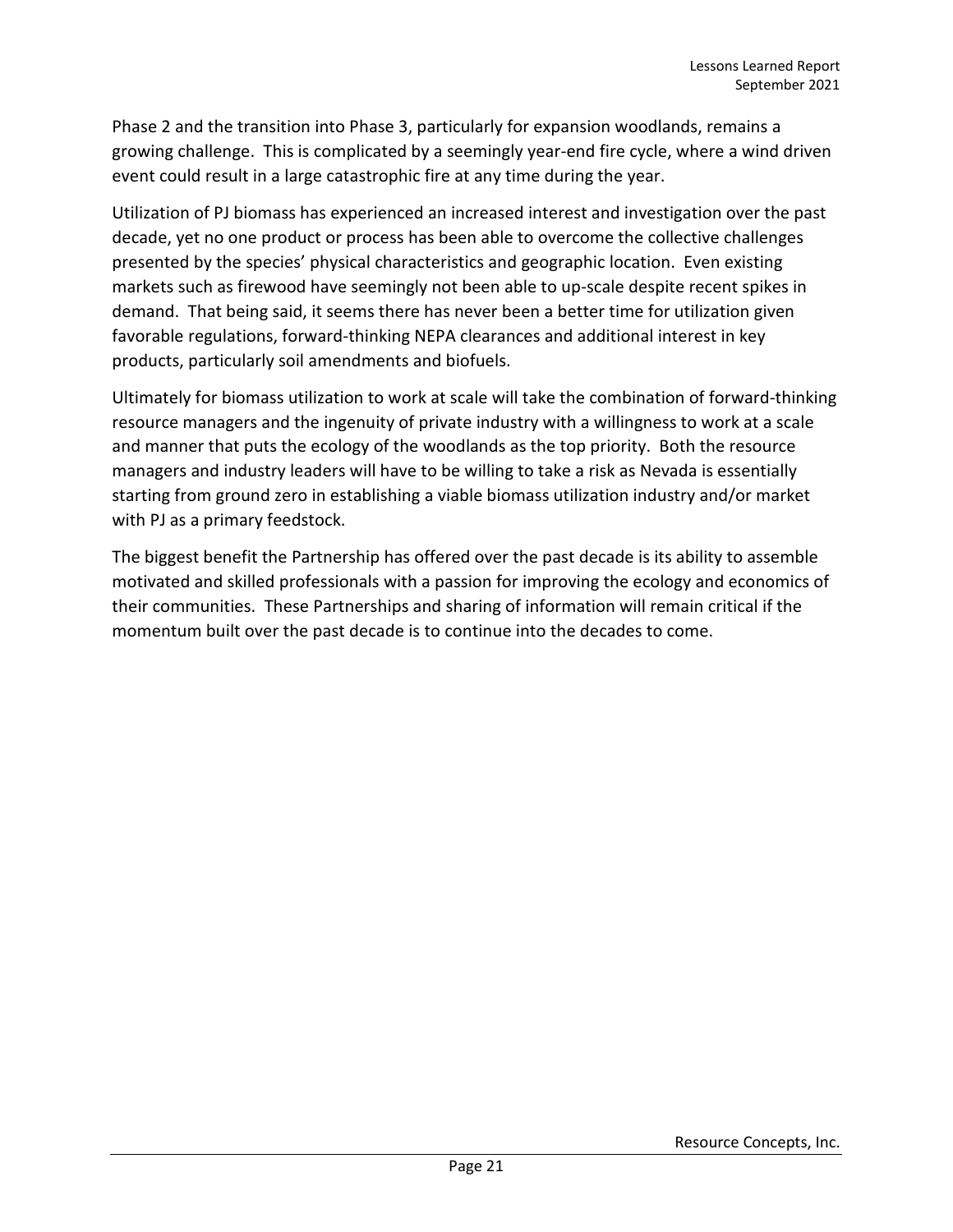Phase 2 and the transition into Phase 3, particularly for expansion woodlands, remains a growing challenge. This is complicated by a seemingly year-end fire cycle, where a wind driven event could result in a large catastrophic fire at any time during the year.

Utilization of PJ biomass has experienced an increased interest and investigation over the past decade, yet no one product or process has been able to overcome the collective challenges presented by the species' physical characteristics and geographic location. Even existing markets such as firewood have seemingly not been able to up-scale despite recent spikes in demand. That being said, it seems there has never been a better time for utilization given favorable regulations, forward-thinking NEPA clearances and additional interest in key products, particularly soil amendments and biofuels.

Ultimately for biomass utilization to work at scale will take the combination of forward-thinking resource managers and the ingenuity of private industry with a willingness to work at a scale and manner that puts the ecology of the woodlands as the top priority. Both the resource managers and industry leaders will have to be willing to take a risk as Nevada is essentially starting from ground zero in establishing a viable biomass utilization industry and/or market with PJ as a primary feedstock.

The biggest benefit the Partnership has offered over the past decade is its ability to assemble motivated and skilled professionals with a passion for improving the ecology and economics of their communities. These Partnerships and sharing of information will remain critical if the momentum built over the past decade is to continue into the decades to come.